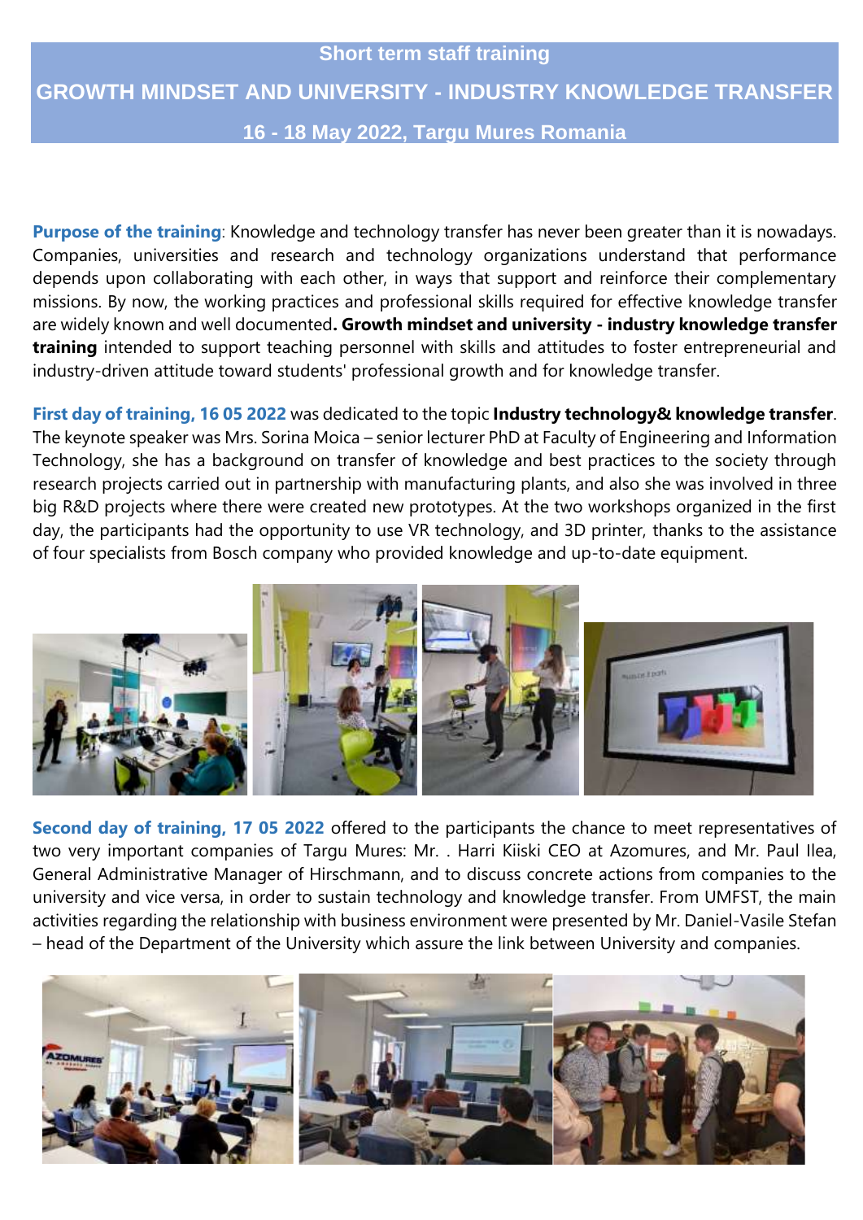## Short term staff training

# GROWTH MINDSET AND UNIVERSITY - INDUSTRY KNOWLEDGE TRANSFER

### 16 - 18 May 2022, Targu Mures Romania

**Purpose of the training**: Knowledge and technology transfer has never been greater than it is nowadays. Companies, universities and research and technology organizations understand that performance depends upon collaborating with each other, in ways that support and reinforce their complementary missions. By now, the working practices and professional skills required for effective knowledge transfer are widely known and well documented**. Growth mindset and university - industry knowledge transfer training** intended to support teaching personnel with skills and attitudes to foster entrepreneurial and industry-driven attitude toward students' professional growth and for knowledge transfer.

**First day of training, 16 05 2022** was dedicated to the topic **Industry technology& knowledge transfer**. The keynote speaker was Mrs. Sorina Moica – senior lecturer PhD at Faculty of Engineering and Information Technology, she has a background on transfer of knowledge and best practices to the society through research projects carried out in partnership with manufacturing plants, and also she was involved in three big R&D projects where there were created new prototypes. At the two workshops organized in the first day, the participants had the opportunity to use VR technology, and 3D printer, thanks to the assistance of four specialists from Bosch company who provided knowledge and up-to-date equipment.

**Second day of training, 17 05 2022** offered to the participants the chance to meet representatives of two very important companies of Targu Mures: Mr. . Harri Kiiski CEO at Azomures, and Mr. Paul Ilea, General Administrative Manager of Hirschmann, and to discuss concrete actions from companies to the university and vice versa, in order to sustain technology and knowledge transfer. From UMFST, the main activities regarding the relationship with business environment were presented by Mr. Daniel-Vasile Stefan – head of the Department of the University which assure the link between University and companies.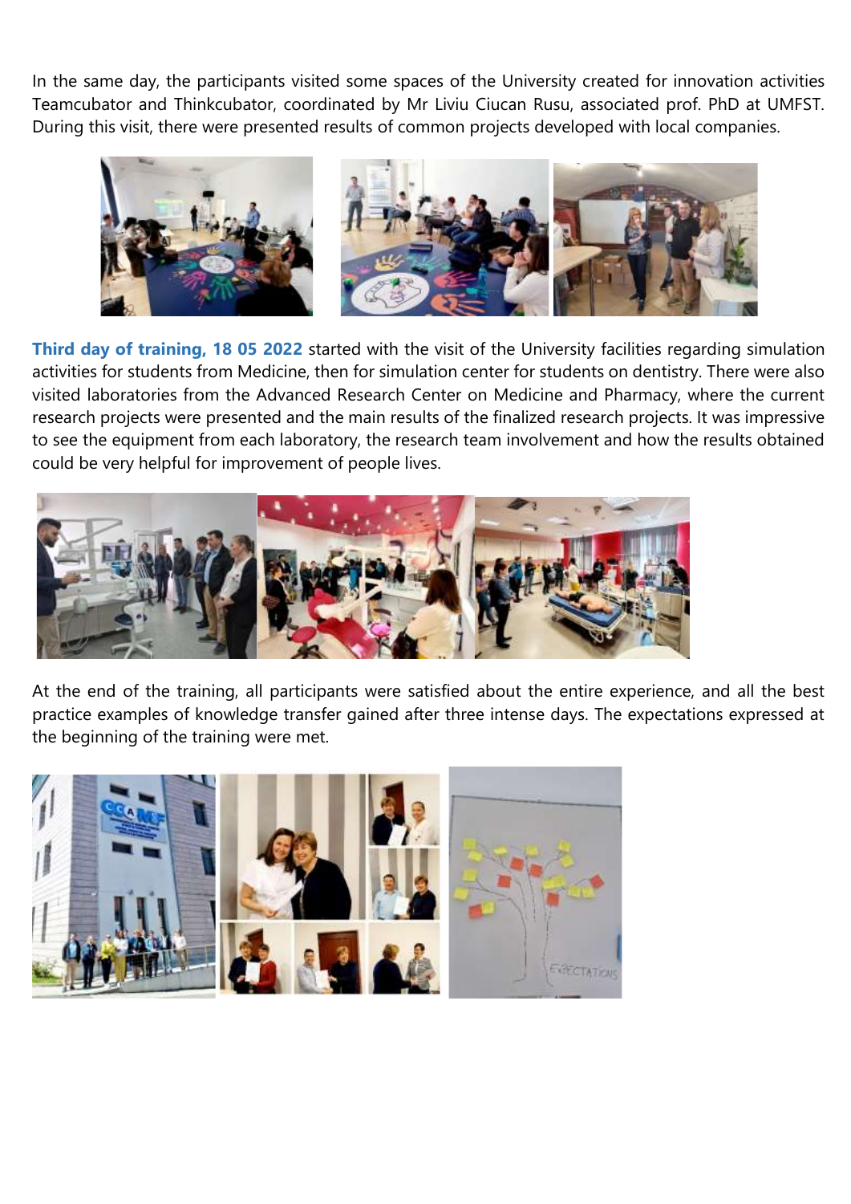In the same day, the participants visited some spaces of the University created for innovation activities Teamcubator and Thinkcubator, coordinated by Mr Liviu Ciucan Rusu, associated prof. PhD at UMFST. During this visit, there were presented results of common projects developed with local companies.

**Third day of training, 18 05 2022** started with the visit of the University facilities regarding simulation activities for students from Medicine, then for simulation center for students on dentistry. There were also visited laboratories from the Advanced Research Center on Medicine and Pharmacy, where the current research projects were presented and the main results of the finalized research projects. It was impressive to see the equipment from each laboratory, the research team involvement and how the results obtained could be very helpful for improvement of people lives.

At the end of the training, all participants were satisfied about the entire experience, and all the best practice examples of knowledge transfer gained after three intense days. The expectations expressed at the beginning of the training were met.